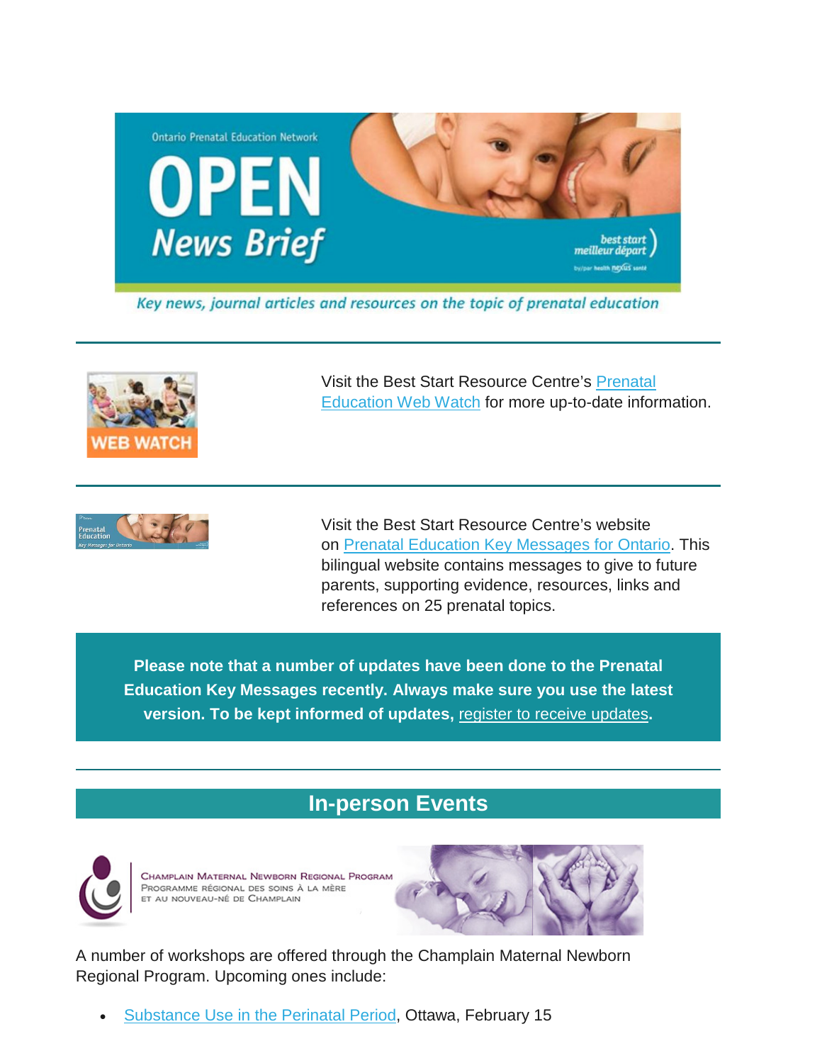Ontario Prenatal Education Network

# OPEN News Brief

*Key news, journal articles and resources on the topic of prenatal education*

---

Visit the Best Start Resource Centre's Prenatal Education Web Watch for more up-to-date information.

---

Visit the Best Start Resource Centre's website on Prenatal Education Key Messages for Ontario. This bilingual website contains messages to give to future parents, supporting evidence, resources, links and references on 25 prenatal topics.

**Please note that a number of updates have been done to the Prenatal Education Key Messages recently. Always make sure you use the latest version. To be kept informed of updates, register to receive updates.**

---

## In-person Events

Champlain Maternal Newborn Regional Program
Programme régional des soins à la mère et au nouveau-né de Champlain

A number of workshops are offered through the Champlain Maternal Newborn Regional Program. Upcoming ones include:

- Substance Use in the Perinatal Period, Ottawa, February 15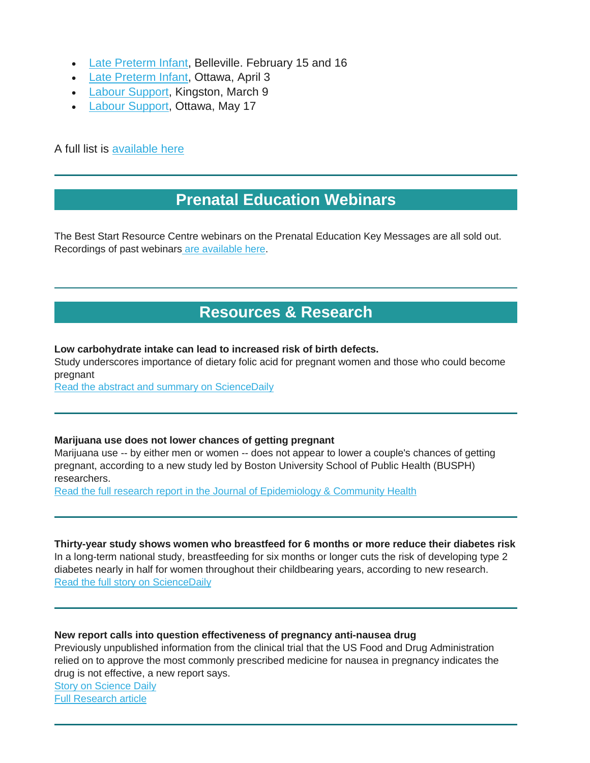- Late Preterm Infant, Belleville. February 15 and 16
- Late Preterm Infant, Ottawa, April 3
- Labour Support, Kingston, March 9
- Labour Support, Ottawa, May 17

A full list is available here

---

## Prenatal Education Webinars

The Best Start Resource Centre webinars on the Prenatal Education Key Messages are all sold out. Recordings of past webinars are available here.

---

## Resources & Research

**Low carbohydrate intake can lead to increased risk of birth defects.**
Study underscores importance of dietary folic acid for pregnant women and those who could become pregnant
Read the abstract and summary on ScienceDaily

---

**Marijuana use does not lower chances of getting pregnant**
Marijuana use -- by either men or women -- does not appear to lower a couple's chances of getting pregnant, according to a new study led by Boston University School of Public Health (BUSPH) researchers.
Read the full research report in the Journal of Epidemiology & Community Health

---

**Thirty-year study shows women who breastfeed for 6 months or more reduce their diabetes risk**
In a long-term national study, breastfeeding for six months or longer cuts the risk of developing type 2 diabetes nearly in half for women throughout their childbearing years, according to new research.
Read the full story on ScienceDaily

---

**New report calls into question effectiveness of pregnancy anti-nausea drug**
Previously unpublished information from the clinical trial that the US Food and Drug Administration relied on to approve the most commonly prescribed medicine for nausea in pregnancy indicates the drug is not effective, a new report says.
Story on Science Daily
Full Research article

---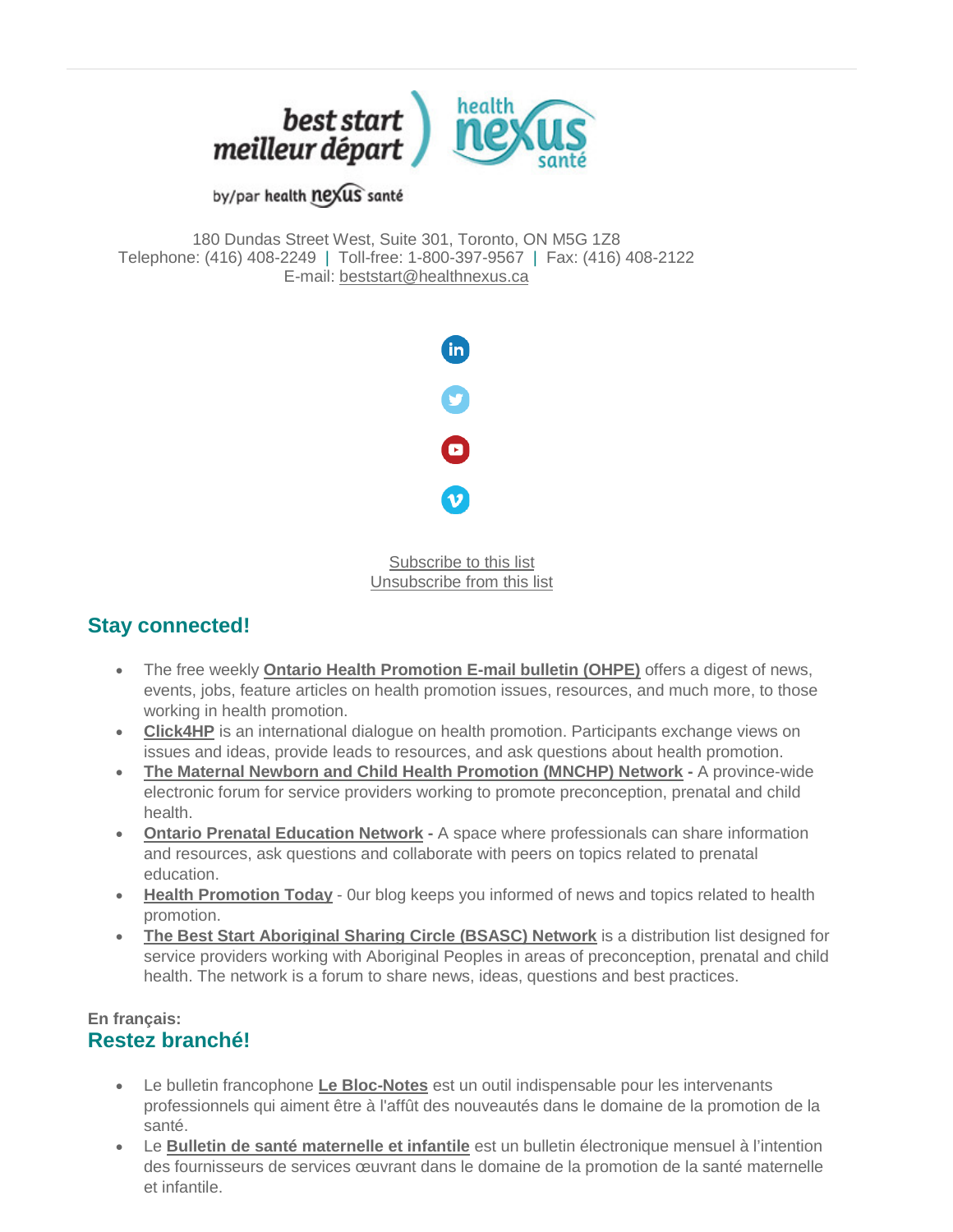180 Dundas Street West, Suite 301, Toronto, ON M5G 1Z8
Telephone: (416) 408-2249 | Toll-free: 1-800-397-9567 | Fax: (416) 408-2122
E-mail: beststart@healthnexus.ca

Subscribe to this list
Unsubscribe from this list

## Stay connected!

- The free weekly **Ontario Health Promotion E-mail bulletin (OHPE)** offers a digest of news, events, jobs, feature articles on health promotion issues, resources, and much more, to those working in health promotion.
- **Click4HP** is an international dialogue on health promotion. Participants exchange views on issues and ideas, provide leads to resources, and ask questions about health promotion.
- **The Maternal Newborn and Child Health Promotion (MNCHP) Network -** A province-wide electronic forum for service providers working to promote preconception, prenatal and child health.
- **Ontario Prenatal Education Network -** A space where professionals can share information and resources, ask questions and collaborate with peers on topics related to prenatal education.
- **Health Promotion Today** - 0ur blog keeps you informed of news and topics related to health promotion.
- **The Best Start Aboriginal Sharing Circle (BSASC) Network** is a distribution list designed for service providers working with Aboriginal Peoples in areas of preconception, prenatal and child health. The network is a forum to share news, ideas, questions and best practices.

**En français:**

## Restez branché!

- Le bulletin francophone **Le Bloc-Notes** est un outil indispensable pour les intervenants professionnels qui aiment être à l'affût des nouveautés dans le domaine de la promotion de la santé.
- Le **Bulletin de santé maternelle et infantile** est un bulletin électronique mensuel à l'intention des fournisseurs de services œuvrant dans le domaine de la promotion de la santé maternelle et infantile.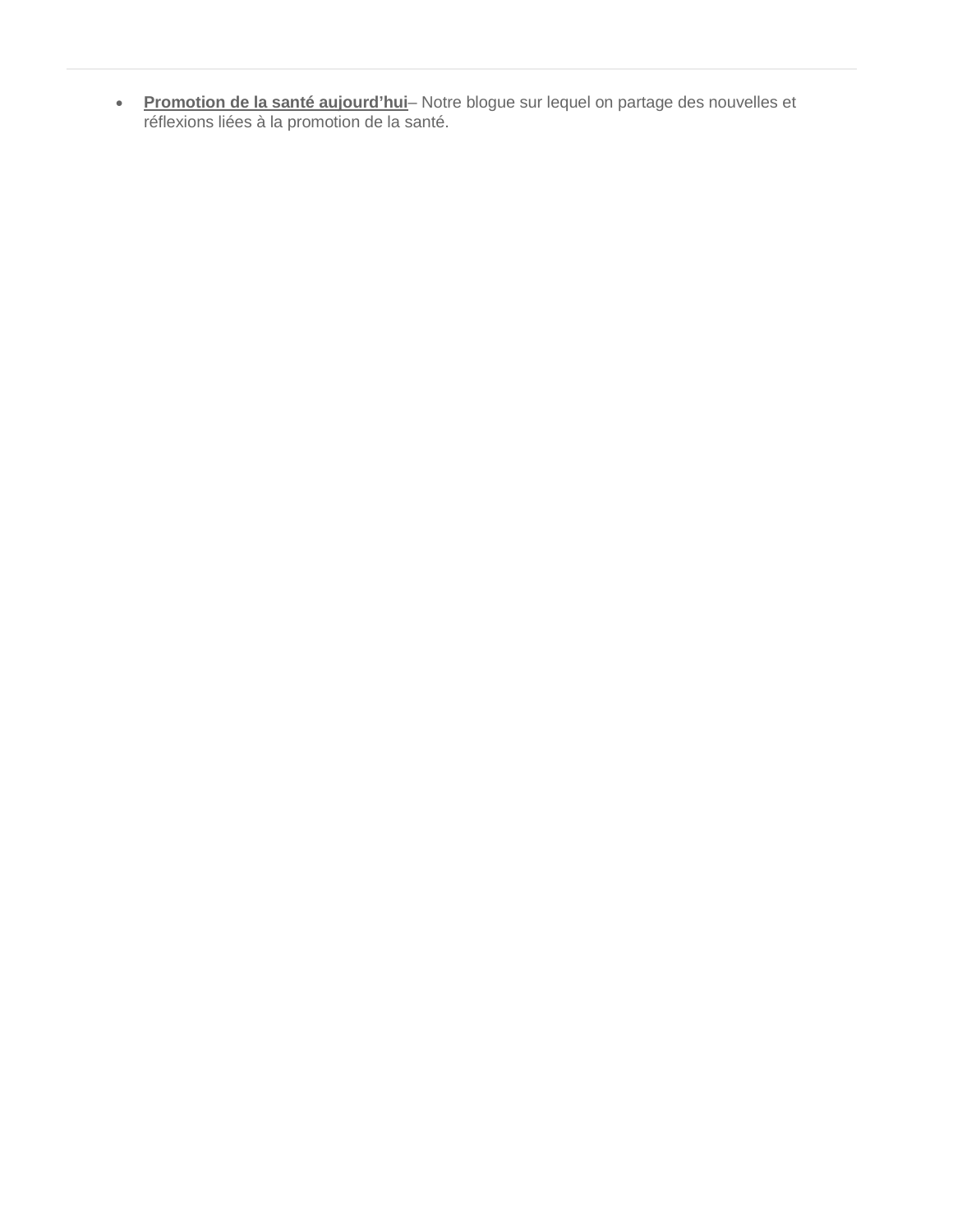- **Promotion de la santé aujourd’hui**– Notre blogue sur lequel on partage des nouvelles et réflexions liées à la promotion de la santé.